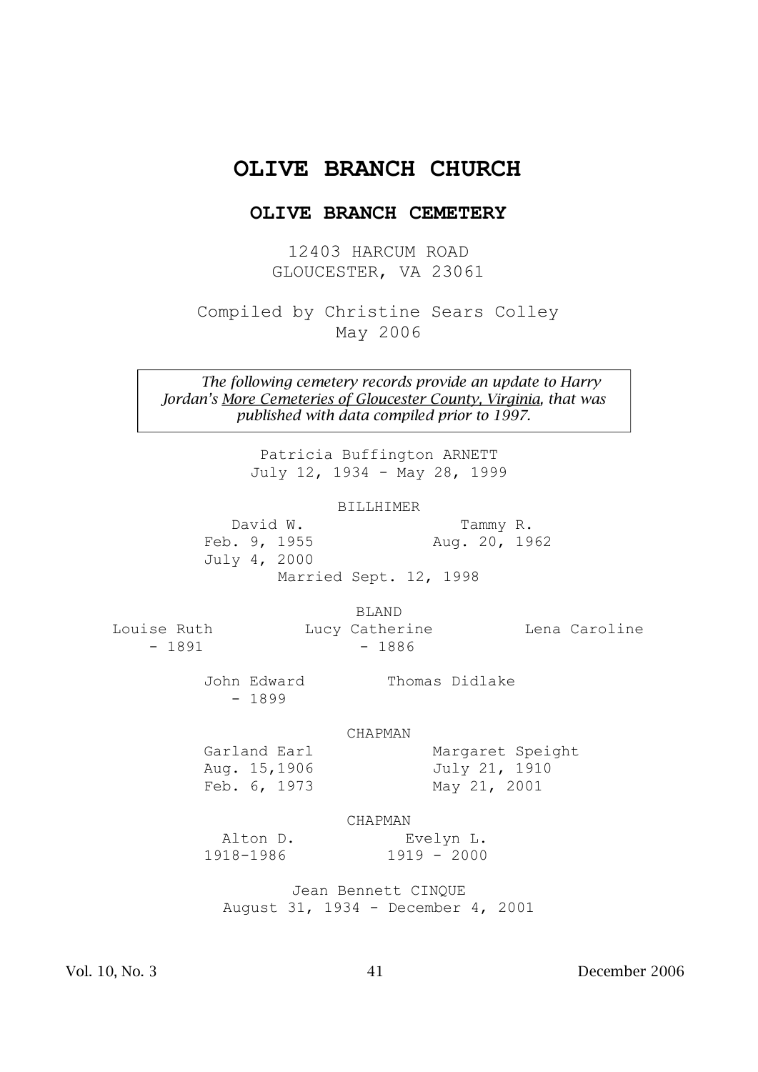# OLIVE BRANCH CHURCH

## OLIVE BRANCH CEMETERY

12403 HARCUM ROAD
GLOUCESTER, VA 23061

Compiled by Christine Sears Colley
May 2006

> *The following cemetery records provide an update to Harry Jordan's More Cemeteries of Gloucester County, Virginia, that was published with data compiled prior to 1997.*

Patricia Buffington ARNETT
July 12, 1934 - May 28, 1999

BILLHIMER

| David W. | Tammy R. |
|---|---|
| Feb. 9, 1955 | Aug. 20, 1962 |
| July 4, 2000 | |

Married Sept. 12, 1998

BLAND

| Louise Ruth | Lucy Catherine | Lena Caroline |
|---|---|---|
| - 1891 | - 1886 | |

| John Edward | Thomas Didlake |
|---|---|
| - 1899 | |

CHAPMAN

| Garland Earl | Margaret Speight |
|---|---|
| Aug. 15,1906 | July 21, 1910 |
| Feb. 6, 1973 | May 21, 2001 |

CHAPMAN

| Alton D. | Evelyn L. |
|---|---|
| 1918-1986 | 1919 - 2000 |

Jean Bennett CINQUE
August 31, 1934 - December 4, 2001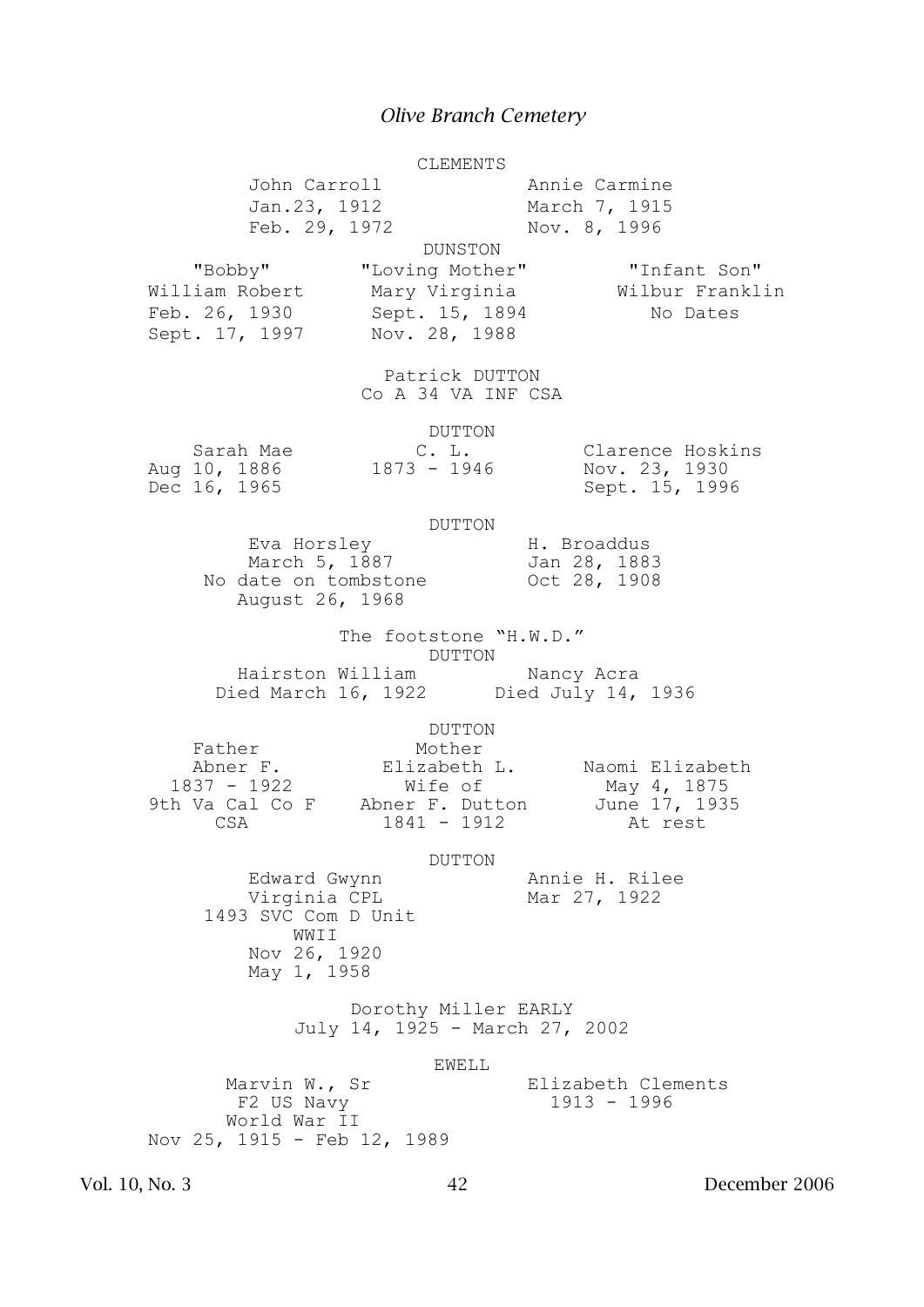*Olive Branch Cemetery*

CLEMENTS

| John Carroll | Annie Carmine |
|---|---|
| Jan.23, 1912 | March 7, 1915 |
| Feb. 29, 1972 | Nov. 8, 1996 |

DUNSTON

| "Bobby" | "Loving Mother" | "Infant Son" |
|---|---|---|
| William Robert | Mary Virginia | Wilbur Franklin |
| Feb. 26, 1930 | Sept. 15, 1894 | No Dates |
| Sept. 17, 1997 | Nov. 28, 1988 | |

Patrick DUTTON
Co A 34 VA INF CSA

DUTTON

| Sarah Mae | C. L. | Clarence Hoskins |
|---|---|---|
| Aug 10, 1886 | 1873 - 1946 | Nov. 23, 1930 |
| Dec 16, 1965 | | Sept. 15, 1996 |

DUTTON

| Eva Horsley | H. Broaddus |
|---|---|
| March 5, 1887 | Jan 28, 1883 |
| No date on tombstone | Oct 28, 1908 |
| August 26, 1968 | |

The footstone "H.W.D."

DUTTON

| Hairston William | Nancy Acra |
|---|---|
| Died March 16, 1922 | Died July 14, 1936 |

DUTTON

| Father | Mother | |
|---|---|---|
| Abner F. | Elizabeth L. | Naomi Elizabeth |
| 1837 - 1922 | Wife of | May 4, 1875 |
| 9th Va Cal Co F | Abner F. Dutton | June 17, 1935 |
| CSA | 1841 - 1912 | At rest |

DUTTON

| Edward Gwynn | Annie H. Rilee |
|---|---|
| Virginia CPL | Mar 27, 1922 |
| 1493 SVC Com D Unit | |
| WWII | |
| Nov 26, 1920 | |
| May 1, 1958 | |

Dorothy Miller EARLY
July 14, 1925 - March 27, 2002

EWELL

| Marvin W., Sr | Elizabeth Clements |
|---|---|
| F2 US Navy | 1913 - 1996 |
| World War II | |
| Nov 25, 1915 - Feb 12, 1989 | |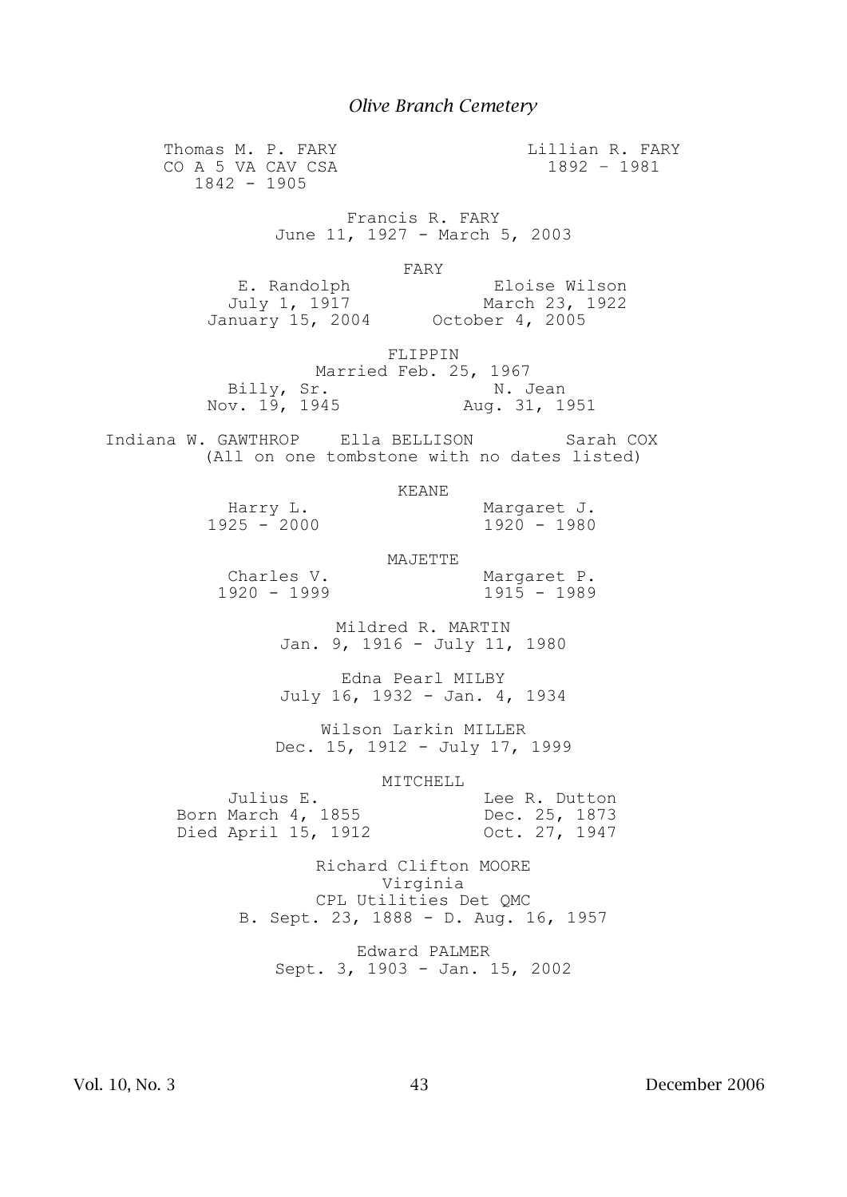*Olive Branch Cemetery*

Thomas M. P. FARY
CO A 5 VA CAV CSA
1842 - 1905

Lillian R. FARY
1892 – 1981

Francis R. FARY
June 11, 1927 - March 5, 2003

FARY

E. Randolph
July 1, 1917
January 15, 2004

Eloise Wilson
March 23, 1922
October 4, 2005

FLIPPIN
Married Feb. 25, 1967

Billy, Sr.
Nov. 19, 1945

N. Jean
Aug. 31, 1951

Indiana W. GAWTHROP    Ella BELLISON    Sarah COX
(All on one tombstone with no dates listed)

KEANE

Harry L.
1925 - 2000

Margaret J.
1920 - 1980

MAJETTE

Charles V.
1920 - 1999

Margaret P.
1915 - 1989

Mildred R. MARTIN
Jan. 9, 1916 - July 11, 1980

Edna Pearl MILBY
July 16, 1932 - Jan. 4, 1934

Wilson Larkin MILLER
Dec. 15, 1912 - July 17, 1999

MITCHELL

Julius E.
Born March 4, 1855
Died April 15, 1912

Lee R. Dutton
Dec. 25, 1873
Oct. 27, 1947

Richard Clifton MOORE
Virginia
CPL Utilities Det QMC
B. Sept. 23, 1888 - D. Aug. 16, 1957

Edward PALMER
Sept. 3, 1903 - Jan. 15, 2002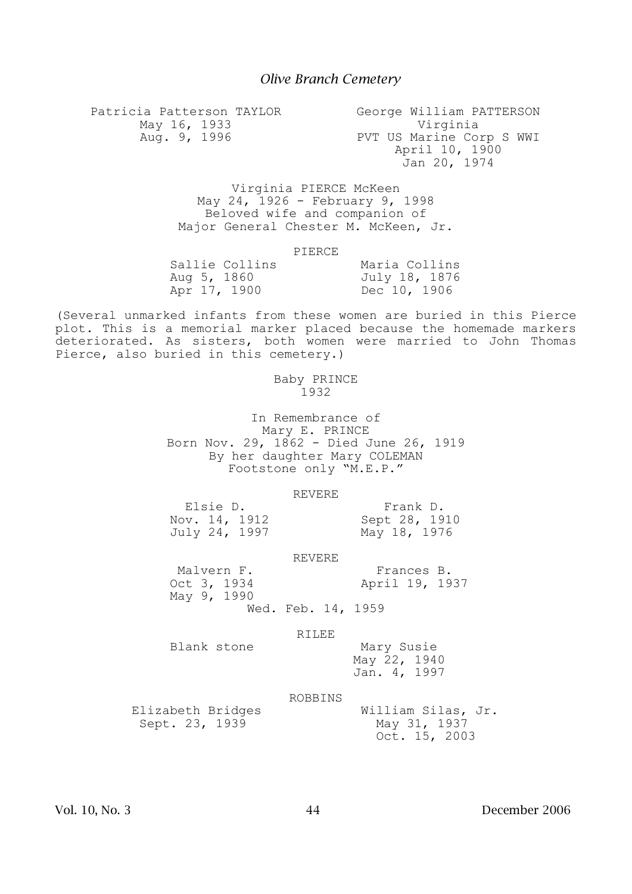*Olive Branch Cemetery*

Patricia Patterson TAYLOR
May 16, 1933
Aug. 9, 1996

George William PATTERSON
Virginia
PVT US Marine Corp S WWI
April 10, 1900
Jan 20, 1974

Virginia PIERCE McKeen
May 24, 1926 - February 9, 1998
Beloved wife and companion of
Major General Chester M. McKeen, Jr.

PIERCE

Sallie Collins
Aug 5, 1860
Apr 17, 1900

Maria Collins
July 18, 1876
Dec 10, 1906

(Several unmarked infants from these women are buried in this Pierce plot. This is a memorial marker placed because the homemade markers deteriorated. As sisters, both women were married to John Thomas Pierce, also buried in this cemetery.)

Baby PRINCE
1932

In Remembrance of
Mary E. PRINCE
Born Nov. 29, 1862 - Died June 26, 1919
By her daughter Mary COLEMAN
Footstone only "M.E.P."

REVERE

Elsie D.
Nov. 14, 1912
July 24, 1997

Frank D.
Sept 28, 1910
May 18, 1976

REVERE

Malvern F.
Oct 3, 1934
May 9, 1990

Frances B.
April 19, 1937

Wed. Feb. 14, 1959

RILEE

Blank stone

Mary Susie
May 22, 1940
Jan. 4, 1997

ROBBINS

Elizabeth Bridges
Sept. 23, 1939

William Silas, Jr.
May 31, 1937
Oct. 15, 2003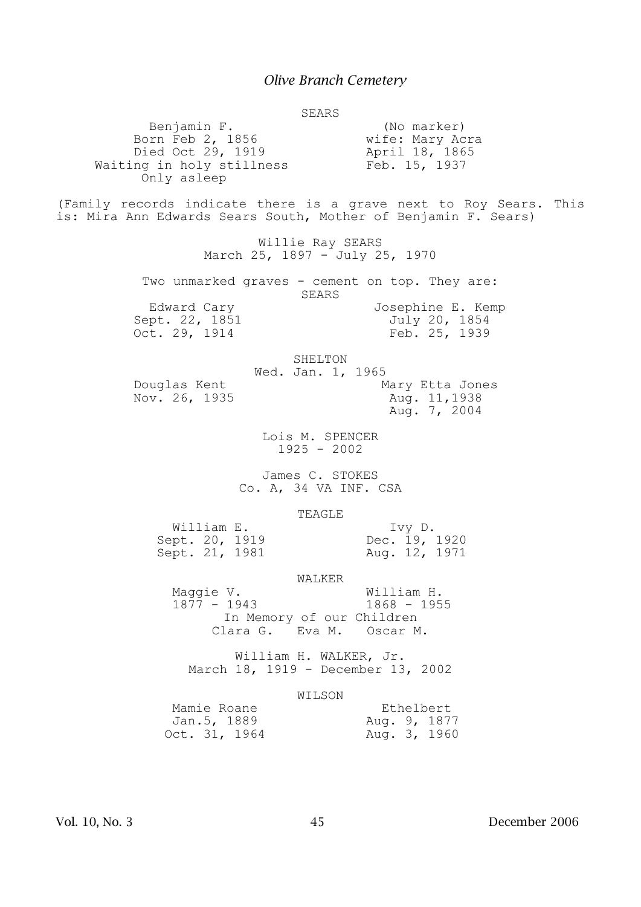*Olive Branch Cemetery*

SEARS

| Benjamin F. | (No marker) |
|---|---|
| Born Feb 2, 1856 | wife: Mary Acra |
| Died Oct 29, 1919 | April 18, 1865 |
| Waiting in holy stillness | Feb. 15, 1937 |
| Only asleep | |

(Family records indicate there is a grave next to Roy Sears. This is: Mira Ann Edwards Sears South, Mother of Benjamin F. Sears)

Willie Ray SEARS
March 25, 1897 - July 25, 1970

Two unmarked graves - cement on top. They are:
SEARS

| Edward Cary | Josephine E. Kemp |
|---|---|
| Sept. 22, 1851 | July 20, 1854 |
| Oct. 29, 1914 | Feb. 25, 1939 |

SHELTON
Wed. Jan. 1, 1965

| Douglas Kent | Mary Etta Jones |
|---|---|
| Nov. 26, 1935 | Aug. 11,1938 |
| | Aug. 7, 2004 |

Lois M. SPENCER
1925 - 2002

James C. STOKES
Co. A, 34 VA INF. CSA

TEAGLE

| William E. | Ivy D. |
|---|---|
| Sept. 20, 1919 | Dec. 19, 1920 |
| Sept. 21, 1981 | Aug. 12, 1971 |

WALKER

| Maggie V. | William H. |
|---|---|
| 1877 - 1943 | 1868 - 1955 |

In Memory of our Children
Clara G. Eva M. Oscar M.

William H. WALKER, Jr.
March 18, 1919 - December 13, 2002

WILSON

| Mamie Roane | Ethelbert |
|---|---|
| Jan.5, 1889 | Aug. 9, 1877 |
| Oct. 31, 1964 | Aug. 3, 1960 |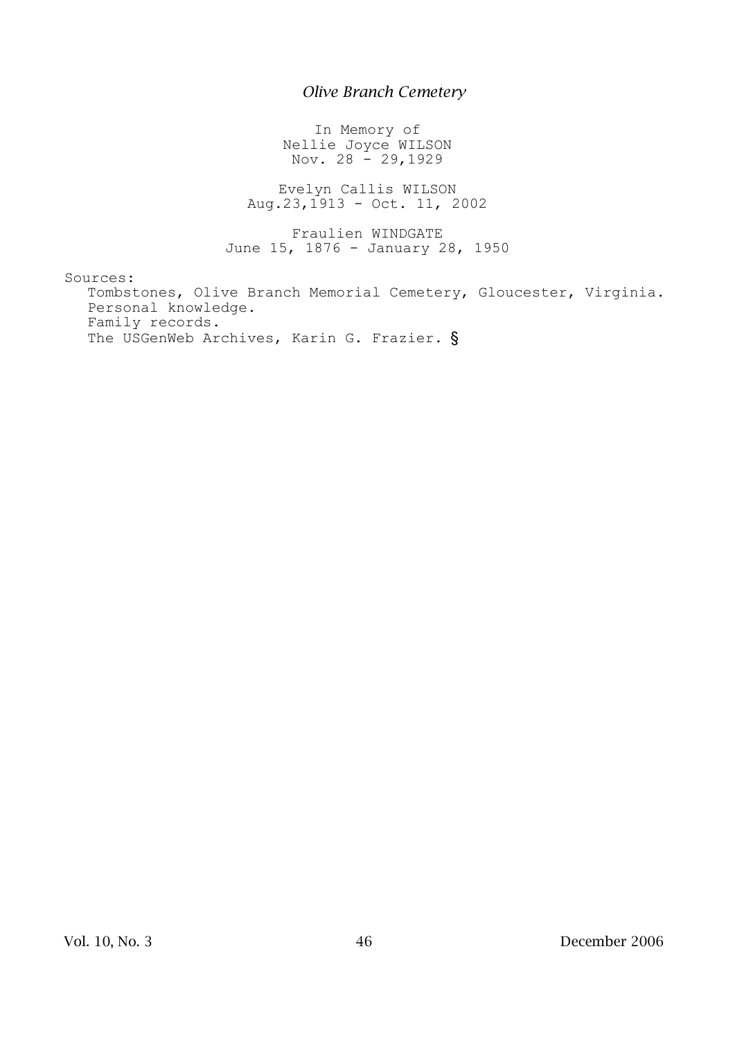*Olive Branch Cemetery*

In Memory of
Nellie Joyce WILSON
Nov. 28 - 29,1929

Evelyn Callis WILSON
Aug.23,1913 - Oct. 11, 2002

Fraulien WINDGATE
June 15, 1876 - January 28, 1950

Sources:

Tombstones, Olive Branch Memorial Cemetery, Gloucester, Virginia.
Personal knowledge.
Family records.
The USGenWeb Archives, Karin G. Frazier. §